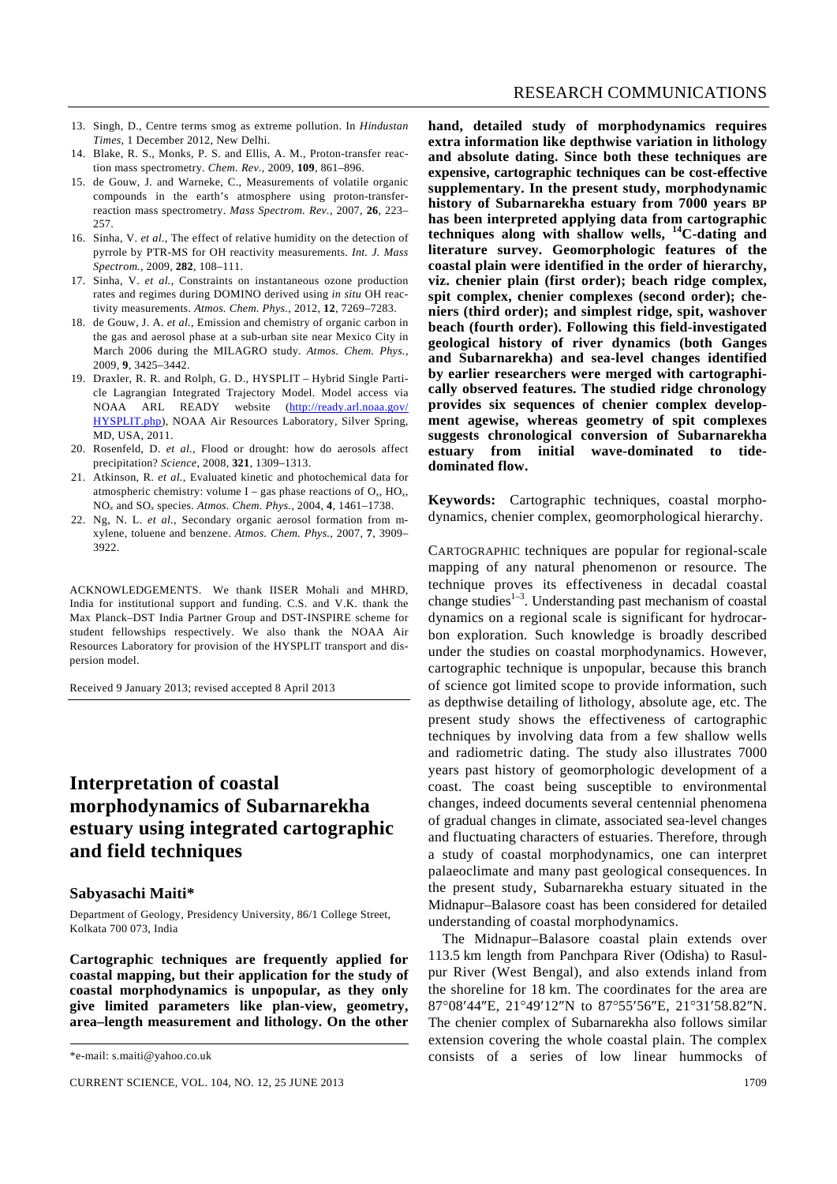13. Singh, D., Centre terms smog as extreme pollution. In *Hindustan Times*, 1 December 2012, New Delhi.
14. Blake, R. S., Monks, P. S. and Ellis, A. M., Proton-transfer reaction mass spectrometry. *Chem. Rev.*, 2009, **109**, 861–896.
15. de Gouw, J. and Warneke, C., Measurements of volatile organic compounds in the earth's atmosphere using proton-transfer-reaction mass spectrometry. *Mass Spectrom. Rev.*, 2007, **26**, 223–257.
16. Sinha, V. *et al.*, The effect of relative humidity on the detection of pyrrole by PTR-MS for OH reactivity measurements. *Int. J. Mass Spectrom.*, 2009, **282**, 108–111.
17. Sinha, V. *et al.*, Constraints on instantaneous ozone production rates and regimes during DOMINO derived using *in situ* OH reactivity measurements. *Atmos. Chem. Phys.*, 2012, **12**, 7269–7283.
18. de Gouw, J. A. *et al.*, Emission and chemistry of organic carbon in the gas and aerosol phase at a sub-urban site near Mexico City in March 2006 during the MILAGRO study. *Atmos. Chem. Phys.*, 2009, **9**, 3425–3442.
19. Draxler, R. R. and Rolph, G. D., HYSPLIT – Hybrid Single Particle Lagrangian Integrated Trajectory Model. Model access via NOAA ARL READY website (http://ready.arl.noaa.gov/HYSPLIT.php), NOAA Air Resources Laboratory, Silver Spring, MD, USA, 2011.
20. Rosenfeld, D. *et al.*, Flood or drought: how do aerosols affect precipitation? *Science*, 2008, **321**, 1309–1313.
21. Atkinson, R. *et al.*, Evaluated kinetic and photochemical data for atmospheric chemistry: volume I – gas phase reactions of $O_x$, $HO_x$, $NO_x$ and $SO_x$ species. *Atmos. Chem. Phys.*, 2004, **4**, 1461–1738.
22. Ng, N. L. *et al.*, Secondary organic aerosol formation from m-xylene, toluene and benzene. *Atmos. Chem. Phys.*, 2007, **7**, 3909–3922.

ACKNOWLEDGEMENTS. We thank IISER Mohali and MHRD, India for institutional support and funding. C.S. and V.K. thank the Max Planck–DST India Partner Group and DST-INSPIRE scheme for student fellowships respectively. We also thank the NOAA Air Resources Laboratory for provision of the HYSPLIT transport and dispersion model.

Received 9 January 2013; revised accepted 8 April 2013

# Interpretation of coastal morphodynamics of Subarnarekha estuary using integrated cartographic and field techniques

**Sabyasachi Maiti***

Department of Geology, Presidency University, 86/1 College Street, Kolkata 700 073, India

**Cartographic techniques are frequently applied for coastal mapping, but their application for the study of coastal morphodynamics is unpopular, as they only give limited parameters like plan-view, geometry, area–length measurement and lithology. On the other hand, detailed study of morphodynamics requires extra information like depthwise variation in lithology and absolute dating. Since both these techniques are expensive, cartographic techniques can be cost-effective supplementary. In the present study, morphodynamic history of Subarnarekha estuary from 7000 years BP has been interpreted applying data from cartographic techniques along with shallow wells, $^{14}$C-dating and literature survey. Geomorphologic features of the coastal plain were identified in the order of hierarchy, viz. chenier plain (first order); beach ridge complex, spit complex, chenier complexes (second order); cheniers (third order); and simplest ridge, spit, washover beach (fourth order). Following this field-investigated geological history of river dynamics (both Ganges and Subarnarekha) and sea-level changes identified by earlier researchers were merged with cartographically observed features. The studied ridge chronology provides six sequences of chenier complex development agewise, whereas geometry of spit complexes suggests chronological conversion of Subarnarekha estuary from initial wave-dominated to tide-dominated flow.**

**Keywords:** Cartographic techniques, coastal morphodynamics, chenier complex, geomorphological hierarchy.

CARTOGRAPHIC techniques are popular for regional-scale mapping of any natural phenomenon or resource. The technique proves its effectiveness in decadal coastal change studies[1–3]. Understanding past mechanism of coastal dynamics on a regional scale is significant for hydrocarbon exploration. Such knowledge is broadly described under the studies on coastal morphodynamics. However, cartographic technique is unpopular, because this branch of science got limited scope to provide information, such as depthwise detailing of lithology, absolute age, etc. The present study shows the effectiveness of cartographic techniques by involving data from a few shallow wells and radiometric dating. The study also illustrates 7000 years past history of geomorphologic development of a coast. The coast being susceptible to environmental changes, indeed documents several centennial phenomena of gradual changes in climate, associated sea-level changes and fluctuating characters of estuaries. Therefore, through a study of coastal morphodynamics, one can interpret palaeoclimate and many past geological consequences. In the present study, Subarnarekha estuary situated in the Midnapur–Balasore coast has been considered for detailed understanding of coastal morphodynamics.

The Midnapur–Balasore coastal plain extends over 113.5 km length from Panchpara River (Odisha) to Rasulpur River (West Bengal), and also extends inland from the shoreline for 18 km. The coordinates for the area are 87°08′44″E, 21°49′12″N to 87°55′56″E, 21°31′58.82″N. The chenier complex of Subarnarekha also follows similar extension covering the whole coastal plain. The complex consists of a series of low linear hummocks of

*e-mail: s.maiti@yahoo.co.uk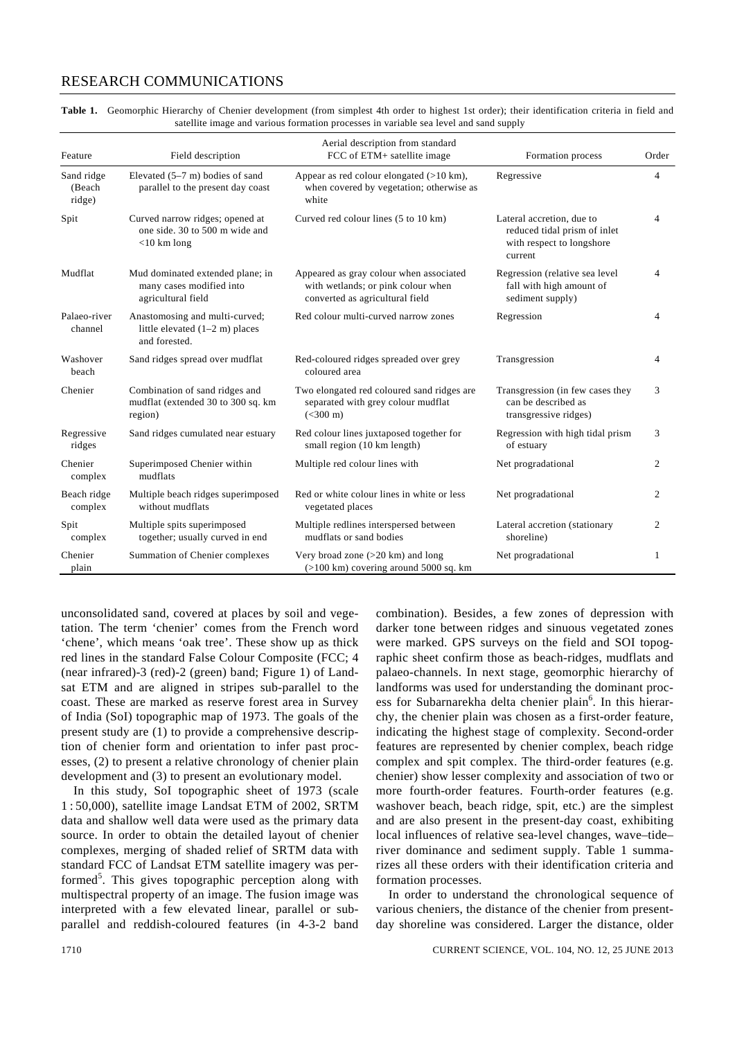**Table 1.** Geomorphic Hierarchy of Chenier development (from simplest 4th order to highest 1st order); their identification criteria in field and satellite image and various formation processes in variable sea level and sand supply

| Feature | Field description | Aerial description from standard FCC of ETM+ satellite image | Formation process | Order |
|---|---|---|---|---|
| Sand ridge (Beach ridge) | Elevated (5–7 m) bodies of sand parallel to the present day coast | Appear as red colour elongated (>10 km), when covered by vegetation; otherwise as white | Regressive | 4 |
| Spit | Curved narrow ridges; opened at one side. 30 to 500 m wide and <10 km long | Curved red colour lines (5 to 10 km) | Lateral accretion, due to reduced tidal prism of inlet with respect to longshore current | 4 |
| Mudflat | Mud dominated extended plane; in many cases modified into agricultural field | Appeared as gray colour when associated with wetlands; or pink colour when converted as agricultural field | Regression (relative sea level fall with high amount of sediment supply) | 4 |
| Palaeo-river channel | Anastomosing and multi-curved; little elevated (1–2 m) places and forested. | Red colour multi-curved narrow zones | Regression | 4 |
| Washover beach | Sand ridges spread over mudflat | Red-coloured ridges spreaded over grey coloured area | Transgression | 4 |
| Chenier | Combination of sand ridges and mudflat (extended 30 to 300 sq. km region) | Two elongated red coloured sand ridges are separated with grey colour mudflat (<300 m) | Transgression (in few cases they can be described as transgressive ridges) | 3 |
| Regressive ridges | Sand ridges cumulated near estuary | Red colour lines juxtaposed together for small region (10 km length) | Regression with high tidal prism of estuary | 3 |
| Chenier complex | Superimposed Chenier within mudflats | Multiple red colour lines with | Net progradational | 2 |
| Beach ridge complex | Multiple beach ridges superimposed without mudflats | Red or white colour lines in white or less vegetated places | Net progradational | 2 |
| Spit complex | Multiple spits superimposed together; usually curved in end | Multiple redlines interspersed between mudflats or sand bodies | Lateral accretion (stationary shoreline) | 2 |
| Chenier plain | Summation of Chenier complexes | Very broad zone (>20 km) and long (>100 km) covering around 5000 sq. km | Net progradational | 1 |

unconsolidated sand, covered at places by soil and vegetation. The term 'chenier' comes from the French word 'chene', which means 'oak tree'. These show up as thick red lines in the standard False Colour Composite (FCC; 4 (near infrared)-3 (red)-2 (green) band; Figure 1) of Landsat ETM and are aligned in stripes sub-parallel to the coast. These are marked as reserve forest area in Survey of India (SoI) topographic map of 1973. The goals of the present study are (1) to provide a comprehensive description of chenier form and orientation to infer past processes, (2) to present a relative chronology of chenier plain development and (3) to present an evolutionary model.

In this study, SoI topographic sheet of 1973 (scale 1 : 50,000), satellite image Landsat ETM of 2002, SRTM data and shallow well data were used as the primary data source. In order to obtain the detailed layout of chenier complexes, merging of shaded relief of SRTM data with standard FCC of Landsat ETM satellite imagery was performed[5]. This gives topographic perception along with multispectral property of an image. The fusion image was interpreted with a few elevated linear, parallel or sub-parallel and reddish-coloured features (in 4-3-2 band combination). Besides, a few zones of depression with darker tone between ridges and sinuous vegetated zones were marked. GPS surveys on the field and SOI topographic sheet confirm those as beach-ridges, mudflats and palaeo-channels. In next stage, geomorphic hierarchy of landforms was used for understanding the dominant process for Subarnarekha delta chenier plain[6]. In this hierarchy, the chenier plain was chosen as a first-order feature, indicating the highest stage of complexity. Second-order features are represented by chenier complex, beach ridge complex and spit complex. The third-order features (e.g. chenier) show lesser complexity and association of two or more fourth-order features. Fourth-order features (e.g. washover beach, beach ridge, spit, etc.) are the simplest and are also present in the present-day coast, exhibiting local influences of relative sea-level changes, wave–tide–river dominance and sediment supply. Table 1 summarizes all these orders with their identification criteria and formation processes.

In order to understand the chronological sequence of various cheniers, the distance of the chenier from present-day shoreline was considered. Larger the distance, older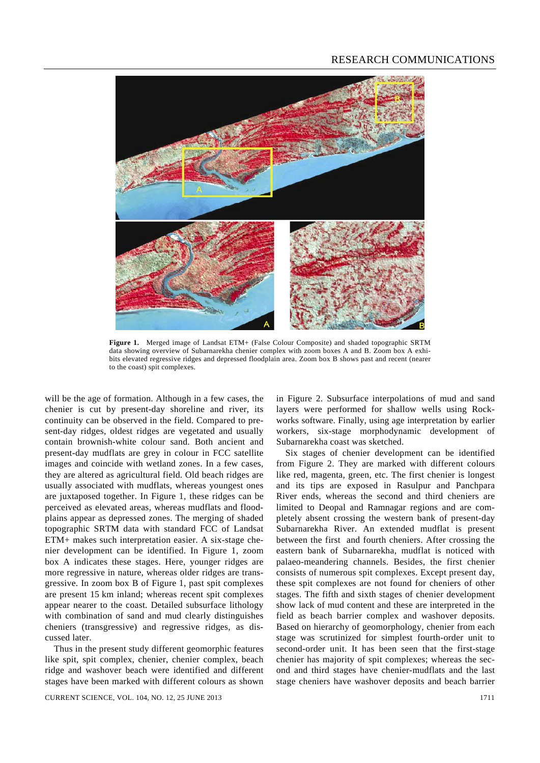**Figure 1.** Merged image of Landsat ETM+ (False Colour Composite) and shaded topographic SRTM data showing overview of Subarnarekha chenier complex with zoom boxes A and B. Zoom box A exhibits elevated regressive ridges and depressed floodplain area. Zoom box B shows past and recent (nearer to the coast) spit complexes.

will be the age of formation. Although in a few cases, the chenier is cut by present-day shoreline and river, its continuity can be observed in the field. Compared to present-day ridges, oldest ridges are vegetated and usually contain brownish-white colour sand. Both ancient and present-day mudflats are grey in colour in FCC satellite images and coincide with wetland zones. In a few cases, they are altered as agricultural field. Old beach ridges are usually associated with mudflats, whereas youngest ones are juxtaposed together. In Figure 1, these ridges can be perceived as elevated areas, whereas mudflats and floodplains appear as depressed zones. The merging of shaded topographic SRTM data with standard FCC of Landsat ETM+ makes such interpretation easier. A six-stage chenier development can be identified. In Figure 1, zoom box A indicates these stages. Here, younger ridges are more regressive in nature, whereas older ridges are transgressive. In zoom box B of Figure 1, past spit complexes are present 15 km inland; whereas recent spit complexes appear nearer to the coast. Detailed subsurface lithology with combination of sand and mud clearly distinguishes cheniers (transgressive) and regressive ridges, as discussed later.

Thus in the present study different geomorphic features like spit, spit complex, chenier, chenier complex, beach ridge and washover beach were identified and different stages have been marked with different colours as shown in Figure 2. Subsurface interpolations of mud and sand layers were performed for shallow wells using Rockworks software. Finally, using age interpretation by earlier workers, six-stage morphodynamic development of Subarnarekha coast was sketched.

Six stages of chenier development can be identified from Figure 2. They are marked with different colours like red, magenta, green, etc. The first chenier is longest and its tips are exposed in Rasulpur and Panchpara River ends, whereas the second and third cheniers are limited to Deopal and Ramnagar regions and are completely absent crossing the western bank of present-day Subarnarekha River. An extended mudflat is present between the first and fourth cheniers. After crossing the eastern bank of Subarnarekha, mudflat is noticed with palaeo-meandering channels. Besides, the first chenier consists of numerous spit complexes. Except present day, these spit complexes are not found for cheniers of other stages. The fifth and sixth stages of chenier development show lack of mud content and these are interpreted in the field as beach barrier complex and washover deposits. Based on hierarchy of geomorphology, chenier from each stage was scrutinized for simplest fourth-order unit to second-order unit. It has been seen that the first-stage chenier has majority of spit complexes; whereas the second and third stages have chenier-mudflats and the last stage cheniers have washover deposits and beach barrier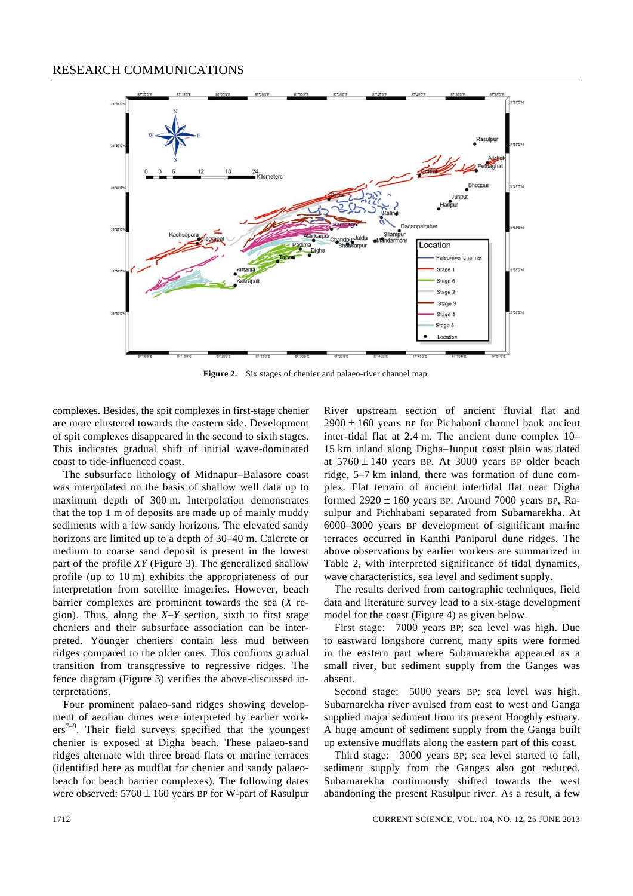Figure 2. Six stages of chenier and palaeo-river channel map.

complexes. Besides, the spit complexes in first-stage chenier are more clustered towards the eastern side. Development of spit complexes disappeared in the second to sixth stages. This indicates gradual shift of initial wave-dominated coast to tide-influenced coast.

The subsurface lithology of Midnapur–Balasore coast was interpolated on the basis of shallow well data up to maximum depth of 300 m. Interpolation demonstrates that the top 1 m of deposits are made up of mainly muddy sediments with a few sandy horizons. The elevated sandy horizons are limited up to a depth of 30–40 m. Calcrete or medium to coarse sand deposit is present in the lowest part of the profile *XY* (Figure 3). The generalized shallow profile (up to 10 m) exhibits the appropriateness of our interpretation from satellite imageries. However, beach barrier complexes are prominent towards the sea (*X* region). Thus, along the *X*–*Y* section, sixth to first stage cheniers and their subsurface association can be interpreted. Younger cheniers contain less mud between ridges compared to the older ones. This confirms gradual transition from transgressive to regressive ridges. The fence diagram (Figure 3) verifies the above-discussed interpretations.

Four prominent palaeo-sand ridges showing development of aeolian dunes were interpreted by earlier workers[7–9]. Their field surveys specified that the youngest chenier is exposed at Digha beach. These palaeo-sand ridges alternate with three broad flats or marine terraces (identified here as mudflat for chenier and sandy palaeo-beach for beach barrier complexes). The following dates were observed: 5760 ± 160 years BP for W-part of Rasulpur River upstream section of ancient fluvial flat and 2900 ± 160 years BP for Pichaboni channel bank ancient inter-tidal flat at 2.4 m. The ancient dune complex 10–15 km inland along Digha–Junput coast plain was dated at 5760 ± 140 years BP. At 3000 years BP older beach ridge, 5–7 km inland, there was formation of dune complex. Flat terrain of ancient intertidal flat near Digha formed 2920 ± 160 years BP. Around 7000 years BP, Rasulpur and Pichhabani separated from Subarnarekha. At 6000–3000 years BP development of significant marine terraces occurred in Kanthi Paniparul dune ridges. The above observations by earlier workers are summarized in Table 2, with interpreted significance of tidal dynamics, wave characteristics, sea level and sediment supply.

The results derived from cartographic techniques, field data and literature survey lead to a six-stage development model for the coast (Figure 4) as given below.

First stage: 7000 years BP; sea level was high. Due to eastward longshore current, many spits were formed in the eastern part where Subarnarekha appeared as a small river, but sediment supply from the Ganges was absent.

Second stage: 5000 years BP; sea level was high. Subarnarekha river avulsed from east to west and Ganga supplied major sediment from its present Hooghly estuary. A huge amount of sediment supply from the Ganga built up extensive mudflats along the eastern part of this coast.

Third stage: 3000 years BP; sea level started to fall, sediment supply from the Ganges also got reduced. Subarnarekha continuously shifted towards the west abandoning the present Rasulpur river. As a result, a few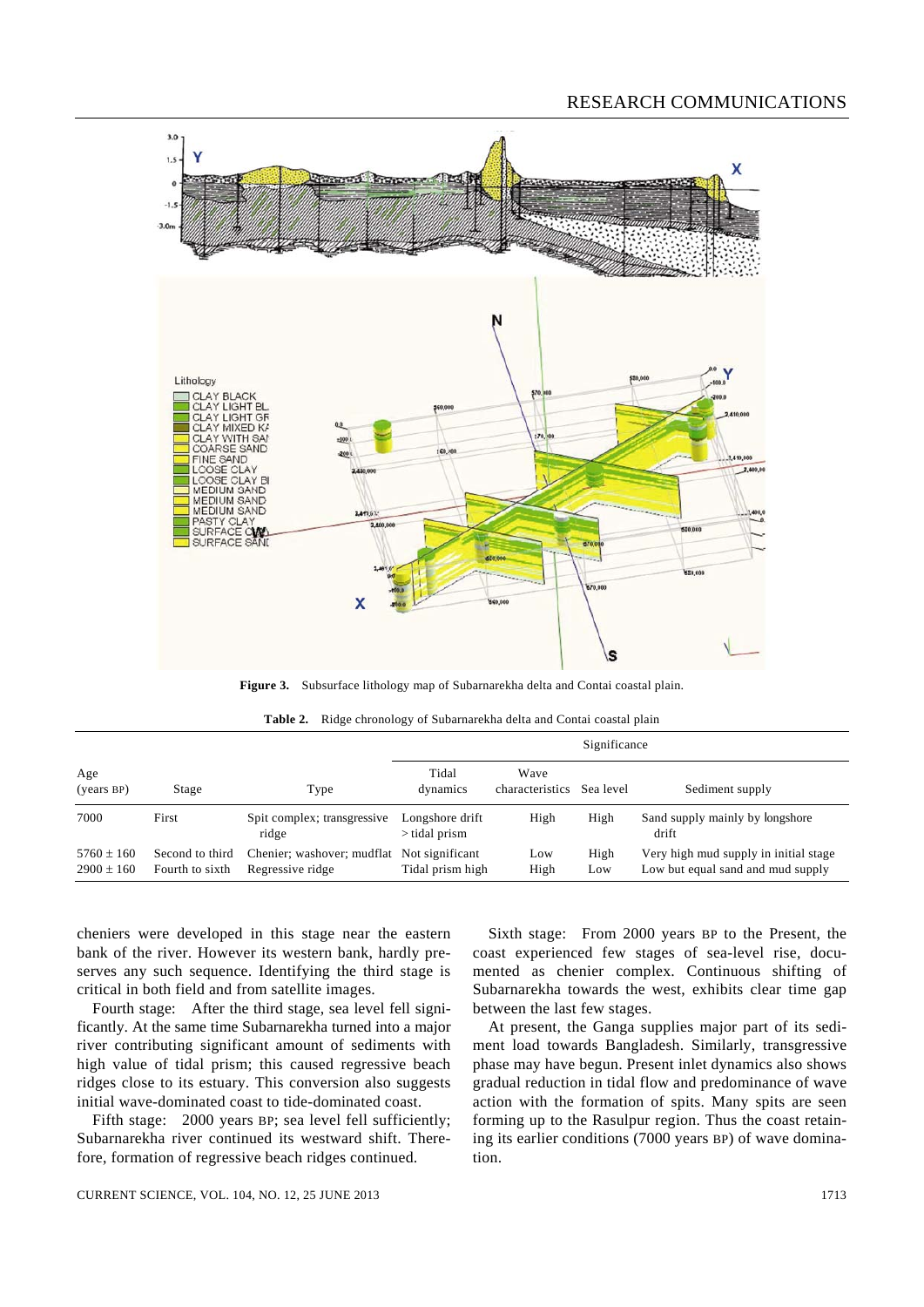**Figure 3.** Subsurface lithology map of Subarnarekha delta and Contai coastal plain.

**Table 2.** Ridge chronology of Subarnarekha delta and Contai coastal plain

| Age (years BP) | Stage | Type | Significance | | | |
|---|---|---|---|---|---|---|
| | | | Tidal dynamics | Wave characteristics | Sea level | Sediment supply |
| 7000 | First | Spit complex; transgressive ridge | Longshore drift > tidal prism | High | High | Sand supply mainly by longshore drift |
| 5760 ± 160 | Second to third | Chenier; washover; mudflat | Not significant | Low | High | Very high mud supply in initial stage |
| 2900 ± 160 | Fourth to sixth | Regressive ridge | Tidal prism high | High | Low | Low but equal sand and mud supply |

cheniers were developed in this stage near the eastern bank of the river. However its western bank, hardly preserves any such sequence. Identifying the third stage is critical in both field and from satellite images.

*Fourth stage:* After the third stage, sea level fell significantly. At the same time Subarnarekha turned into a major river contributing significant amount of sediments with high value of tidal prism; this caused regressive beach ridges close to its estuary. This conversion also suggests initial wave-dominated coast to tide-dominated coast.

*Fifth stage:* 2000 years BP; sea level fell sufficiently; Subarnarekha river continued its westward shift. Therefore, formation of regressive beach ridges continued.

*Sixth stage:* From 2000 years BP to the Present, the coast experienced few stages of sea-level rise, documented as chenier complex. Continuous shifting of Subarnarekha towards the west, exhibits clear time gap between the last few stages.

At present, the Ganga supplies major part of its sediment load towards Bangladesh. Similarly, transgressive phase may have begun. Present inlet dynamics also shows gradual reduction in tidal flow and predominance of wave action with the formation of spits. Many spits are seen forming up to the Rasulpur region. Thus the coast retaining its earlier conditions (7000 years BP) of wave domination.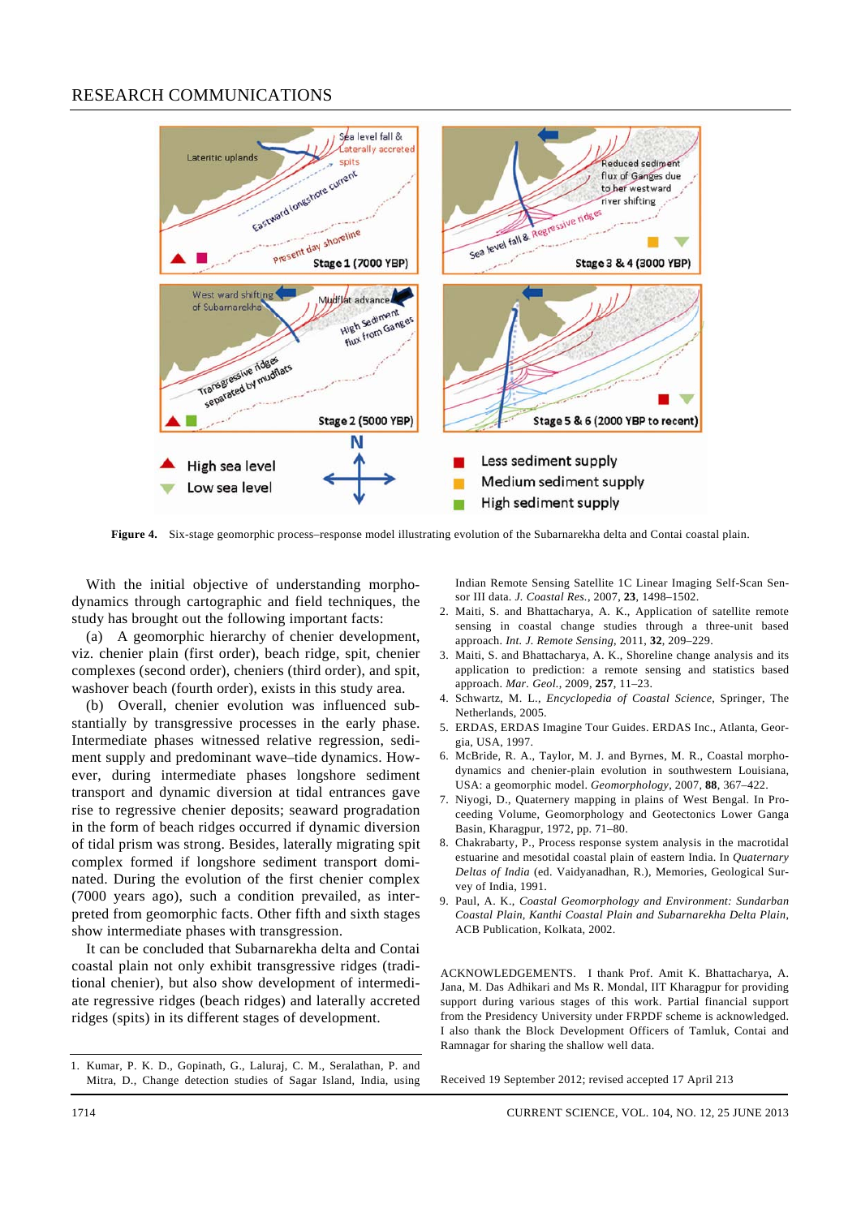Lateritic uplands
Sea level fall & Laterally accreted spits
Eastward longshore current
Present day shoreline
Stage 1 (7000 YBP)

Reduced sediment flux of Ganges due to her westward river shifting
Sea level fall & Regressive ridges
Stage 3 & 4 (3000 YBP)

West ward shifting of Subarnarekha
Mudflat advance
High Sediment flux from Ganges
Transgressive ridges separated by mudflats
Stage 2 (5000 YBP)

Stage 5 & 6 (2000 YBP to recent)

High sea level
Low sea level
N
Less sediment supply
Medium sediment supply
High sediment supply

**Figure 4.** Six-stage geomorphic process–response model illustrating evolution of the Subarnarekha delta and Contai coastal plain.

With the initial objective of understanding morphodynamics through cartographic and field techniques, the study has brought out the following important facts:

(a) A geomorphic hierarchy of chenier development, viz. chenier plain (first order), beach ridge, spit, chenier complexes (second order), cheniers (third order), and spit, washover beach (fourth order), exists in this study area.

(b) Overall, chenier evolution was influenced substantially by transgressive processes in the early phase. Intermediate phases witnessed relative regression, sediment supply and predominant wave–tide dynamics. However, during intermediate phases longshore sediment transport and dynamic diversion at tidal entrances gave rise to regressive chenier deposits; seaward progradation in the form of beach ridges occurred if dynamic diversion of tidal prism was strong. Besides, laterally migrating spit complex formed if longshore sediment transport dominated. During the evolution of the first chenier complex (7000 years ago), such a condition prevailed, as interpreted from geomorphic facts. Other fifth and sixth stages show intermediate phases with transgression.

It can be concluded that Subarnarekha delta and Contai coastal plain not only exhibit transgressive ridges (traditional chenier), but also show development of intermediate regressive ridges (beach ridges) and laterally accreted ridges (spits) in its different stages of development.

1. Kumar, P. K. D., Gopinath, G., Laluraj, C. M., Seralathan, P. and Mitra, D., Change detection studies of Sagar Island, India, using Indian Remote Sensing Satellite 1C Linear Imaging Self-Scan Sensor III data. *J. Coastal Res.*, 2007, **23**, 1498–1502.
2. Maiti, S. and Bhattacharya, A. K., Application of satellite remote sensing in coastal change studies through a three-unit based approach. *Int. J. Remote Sensing*, 2011, **32**, 209–229.
3. Maiti, S. and Bhattacharya, A. K., Shoreline change analysis and its application to prediction: a remote sensing and statistics based approach. *Mar. Geol.*, 2009, **257**, 11–23.
4. Schwartz, M. L., *Encyclopedia of Coastal Science*, Springer, The Netherlands, 2005.
5. ERDAS, ERDAS Imagine Tour Guides. ERDAS Inc., Atlanta, Georgia, USA, 1997.
6. McBride, R. A., Taylor, M. J. and Byrnes, M. R., Coastal morphodynamics and chenier-plain evolution in southwestern Louisiana, USA: a geomorphic model. *Geomorphology*, 2007, **88**, 367–422.
7. Niyogi, D., Quaternery mapping in plains of West Bengal. In Proceeding Volume, Geomorphology and Geotectonics Lower Ganga Basin, Kharagpur, 1972, pp. 71–80.
8. Chakrabarty, P., Process response system analysis in the macrotidal estuarine and mesotidal coastal plain of eastern India. In *Quaternary Deltas of India* (ed. Vaidyanadhan, R.), Memories, Geological Survey of India, 1991.
9. Paul, A. K., *Coastal Geomorphology and Environment: Sundarban Coastal Plain, Kanthi Coastal Plain and Subarnarekha Delta Plain*, ACB Publication, Kolkata, 2002.

ACKNOWLEDGEMENTS. I thank Prof. Amit K. Bhattacharya, A. Jana, M. Das Adhikari and Ms R. Mondal, IIT Kharagpur for providing support during various stages of this work. Partial financial support from the Presidency University under FRPDF scheme is acknowledged. I also thank the Block Development Officers of Tamluk, Contai and Ramnagar for sharing the shallow well data.

Received 19 September 2012; revised accepted 17 April 213